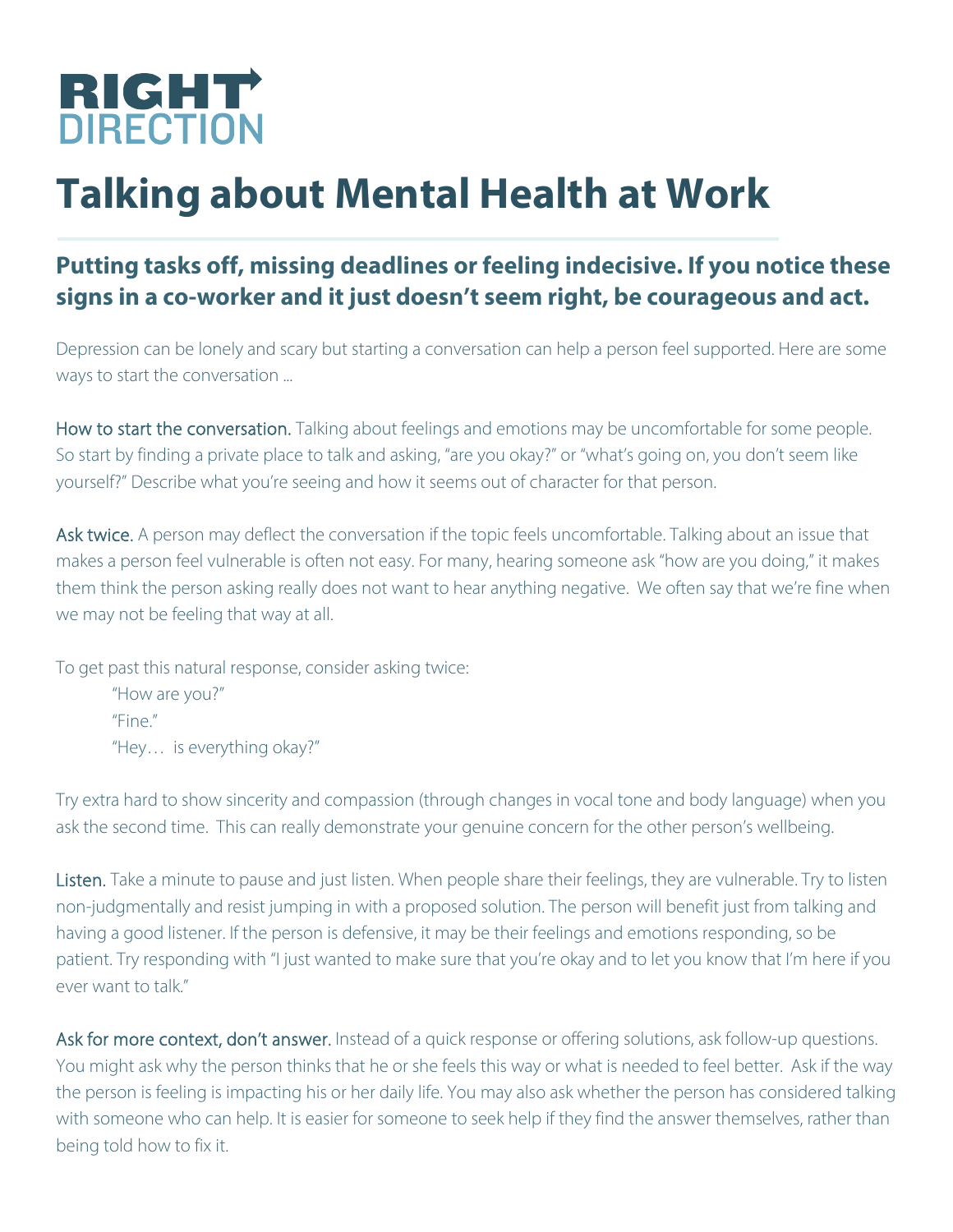RIGHT DIRECTION

# Talking about Mental Health at Work

## Putting tasks off, missing deadlines or feeling indecisive. If you notice these signs in a co-worker and it just doesn't seem right, be courageous and act.

Depression can be lonely and scary but starting a conversation can help a person feel supported. Here are some ways to start the conversation ...

How to start the conversation. Talking about feelings and emotions may be uncomfortable for some people. So start by finding a private place to talk and asking, "are you okay?" or "what's going on, you don't seem like yourself?" Describe what you're seeing and how it seems out of character for that person.

Ask twice. A person may deflect the conversation if the topic feels uncomfortable. Talking about an issue that makes a person feel vulnerable is often not easy. For many, hearing someone ask "how are you doing," it makes them think the person asking really does not want to hear anything negative. We often say that we're fine when we may not be feeling that way at all.

To get past this natural response, consider asking twice:

> "How are you?"
> "Fine."
> "Hey… is everything okay?"

Try extra hard to show sincerity and compassion (through changes in vocal tone and body language) when you ask the second time. This can really demonstrate your genuine concern for the other person's wellbeing.

Listen. Take a minute to pause and just listen. When people share their feelings, they are vulnerable. Try to listen non-judgmentally and resist jumping in with a proposed solution. The person will benefit just from talking and having a good listener. If the person is defensive, it may be their feelings and emotions responding, so be patient. Try responding with "I just wanted to make sure that you're okay and to let you know that I'm here if you ever want to talk."

Ask for more context, don't answer. Instead of a quick response or offering solutions, ask follow-up questions. You might ask why the person thinks that he or she feels this way or what is needed to feel better. Ask if the way the person is feeling is impacting his or her daily life. You may also ask whether the person has considered talking with someone who can help. It is easier for someone to seek help if they find the answer themselves, rather than being told how to fix it.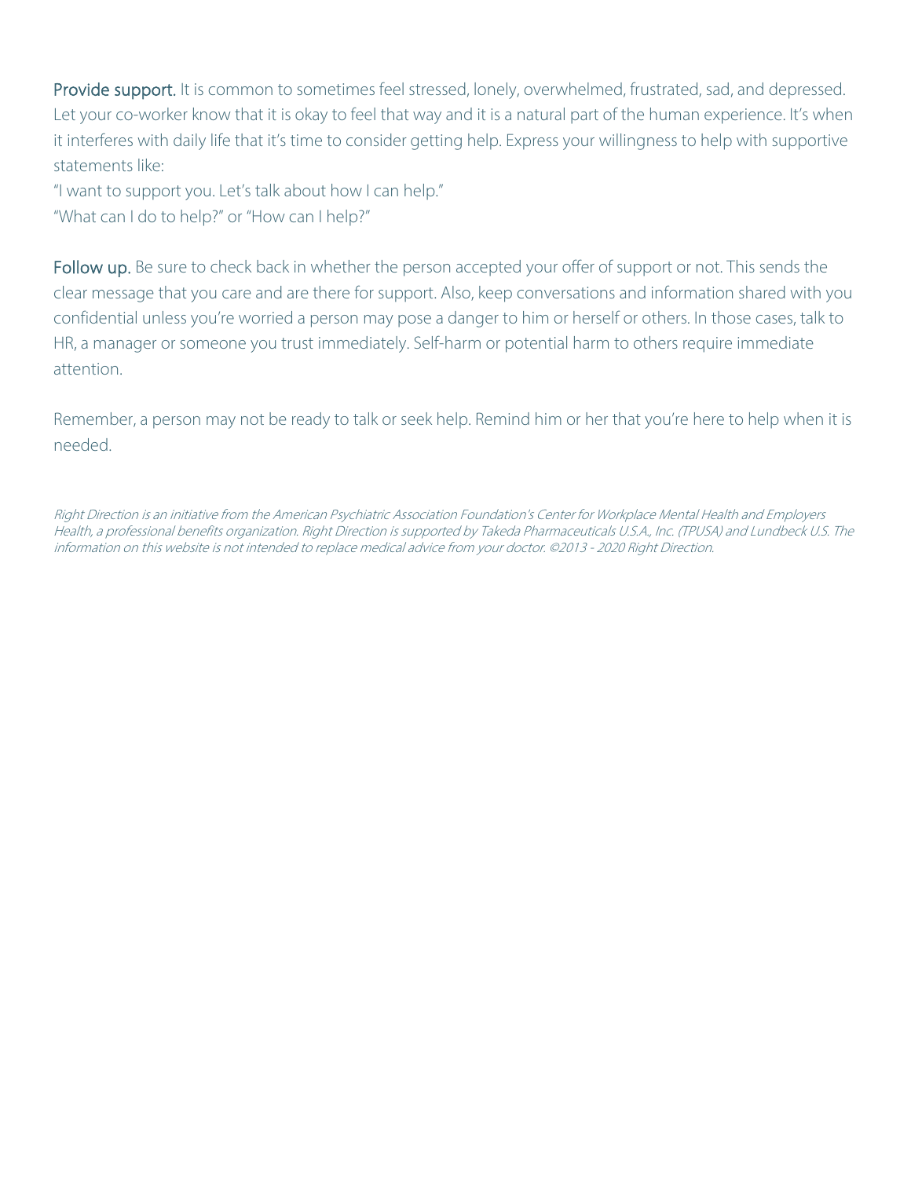**Provide support.** It is common to sometimes feel stressed, lonely, overwhelmed, frustrated, sad, and depressed. Let your co-worker know that it is okay to feel that way and it is a natural part of the human experience. It's when it interferes with daily life that it's time to consider getting help. Express your willingness to help with supportive statements like:
"I want to support you. Let's talk about how I can help."
"What can I do to help?" or "How can I help?"

**Follow up.** Be sure to check back in whether the person accepted your offer of support or not. This sends the clear message that you care and are there for support. Also, keep conversations and information shared with you confidential unless you're worried a person may pose a danger to him or herself or others. In those cases, talk to HR, a manager or someone you trust immediately. Self-harm or potential harm to others require immediate attention.

Remember, a person may not be ready to talk or seek help. Remind him or her that you're here to help when it is needed.

*Right Direction is an initiative from the American Psychiatric Association Foundation's Center for Workplace Mental Health and Employers Health, a professional benefits organization. Right Direction is supported by Takeda Pharmaceuticals U.S.A., Inc. (TPUSA) and Lundbeck U.S. The information on this website is not intended to replace medical advice from your doctor. ©2013 - 2020 Right Direction.*